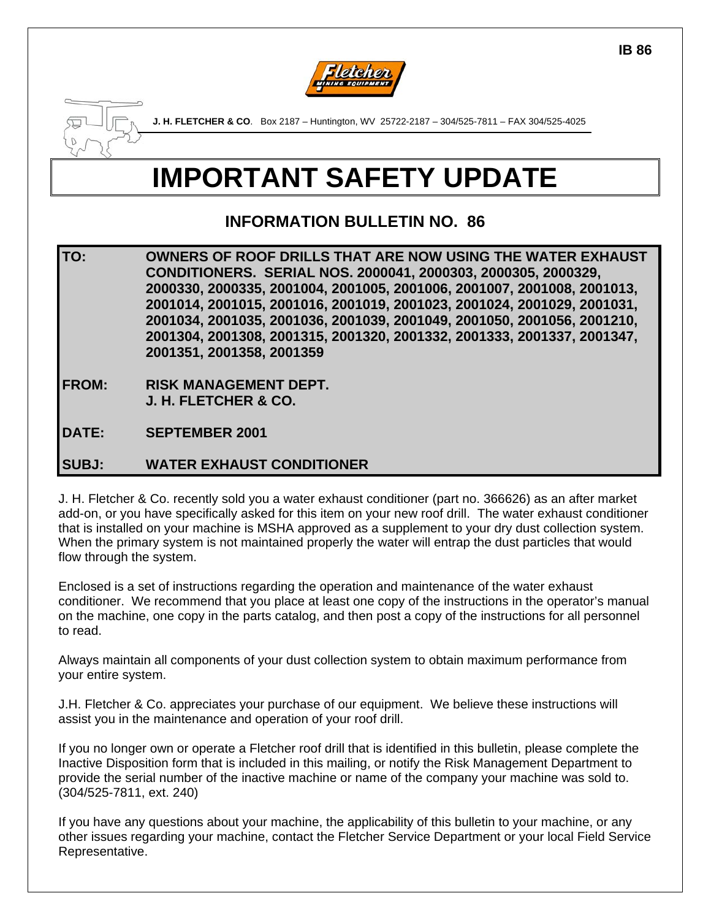IB 86

**J. H. FLETCHER & CO**. Box 2187 – Huntington, WV 25722-2187 – 304/525-7811 – FAX 304/525-4025

# IMPORTANT SAFETY UPDATE

## INFORMATION BULLETIN NO. 86

**TO:** **OWNERS OF ROOF DRILLS THAT ARE NOW USING THE WATER EXHAUST CONDITIONERS. SERIAL NOS. 2000041, 2000303, 2000305, 2000329, 2000330, 2000335, 2001004, 2001005, 2001006, 2001007, 2001008, 2001013, 2001014, 2001015, 2001016, 2001019, 2001023, 2001024, 2001029, 2001031, 2001034, 2001035, 2001036, 2001039, 2001049, 2001050, 2001056, 2001210, 2001304, 2001308, 2001315, 2001320, 2001332, 2001333, 2001337, 2001347, 2001351, 2001358, 2001359**

**FROM:** **RISK MANAGEMENT DEPT.**
**J. H. FLETCHER & CO.**

**DATE:** **SEPTEMBER 2001**

**SUBJ:** **WATER EXHAUST CONDITIONER**

J. H. Fletcher & Co. recently sold you a water exhaust conditioner (part no. 366626) as an after market add-on, or you have specifically asked for this item on your new roof drill. The water exhaust conditioner that is installed on your machine is MSHA approved as a supplement to your dry dust collection system. When the primary system is not maintained properly the water will entrap the dust particles that would flow through the system.

Enclosed is a set of instructions regarding the operation and maintenance of the water exhaust conditioner. We recommend that you place at least one copy of the instructions in the operator's manual on the machine, one copy in the parts catalog, and then post a copy of the instructions for all personnel to read.

Always maintain all components of your dust collection system to obtain maximum performance from your entire system.

J.H. Fletcher & Co. appreciates your purchase of our equipment. We believe these instructions will assist you in the maintenance and operation of your roof drill.

If you no longer own or operate a Fletcher roof drill that is identified in this bulletin, please complete the Inactive Disposition form that is included in this mailing, or notify the Risk Management Department to provide the serial number of the inactive machine or name of the company your machine was sold to. (304/525-7811, ext. 240)

If you have any questions about your machine, the applicability of this bulletin to your machine, or any other issues regarding your machine, contact the Fletcher Service Department or your local Field Service Representative.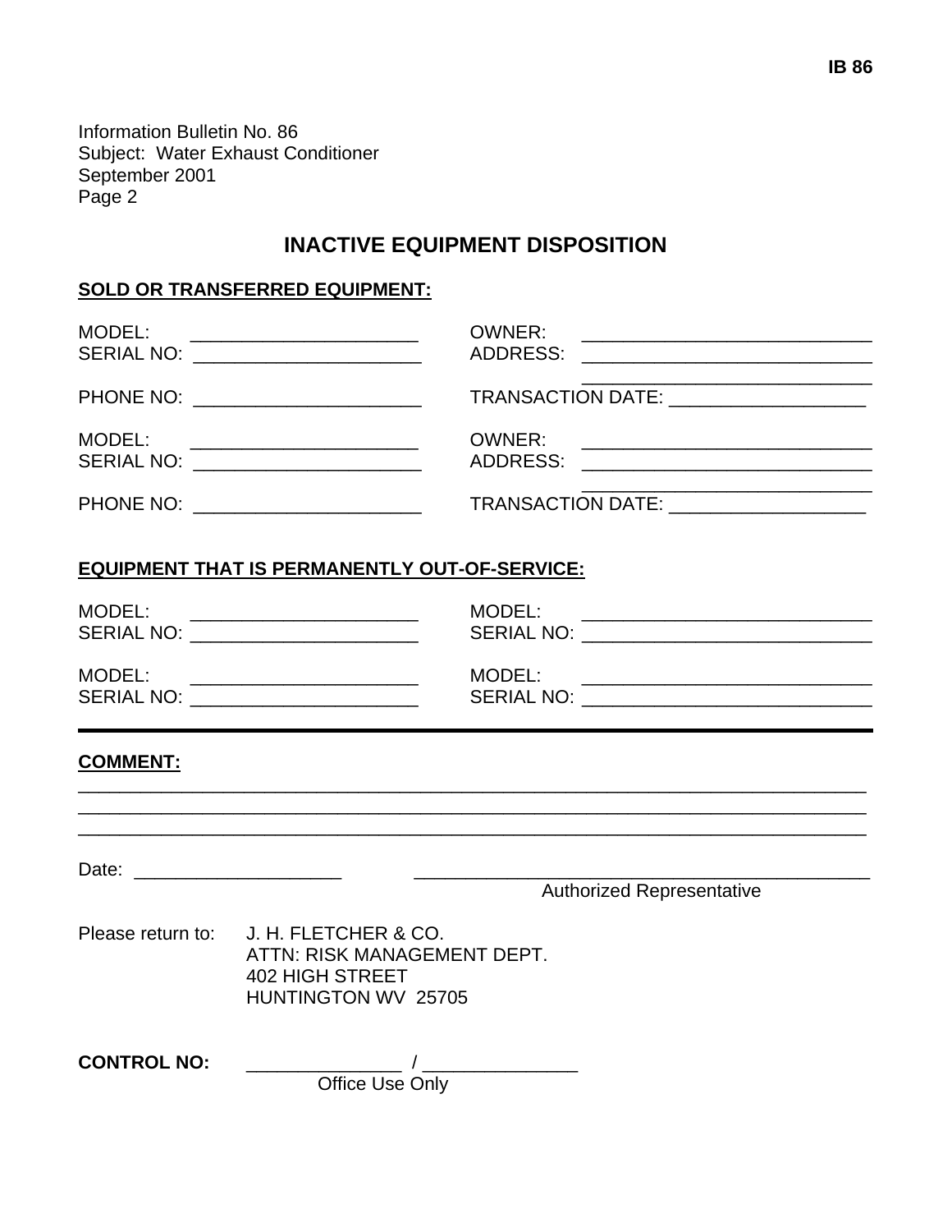Information Bulletin No. 86
Subject: Water Exhaust Conditioner
September 2001
Page 2

# INACTIVE EQUIPMENT DISPOSITION

**SOLD OR TRANSFERRED EQUIPMENT:**

MODEL: ______________________ OWNER: ____________________________
SERIAL NO: ______________________ ADDRESS: ____________________________
____________________________
PHONE NO: ______________________ TRANSACTION DATE: ___________________

MODEL: ______________________ OWNER: ____________________________
SERIAL NO: ______________________ ADDRESS: ____________________________
____________________________
PHONE NO: ______________________ TRANSACTION DATE: ___________________

**EQUIPMENT THAT IS PERMANENTLY OUT-OF-SERVICE:**

MODEL: ______________________ MODEL: ____________________________
SERIAL NO: ______________________ SERIAL NO: ____________________________

MODEL: ______________________ MODEL: ____________________________
SERIAL NO: ______________________ SERIAL NO: ____________________________

---

**COMMENT:**

______________________________________________________________________________
______________________________________________________________________________
______________________________________________________________________________

Date: ____________________ ____________________________________________
Authorized Representative

Please return to: J. H. FLETCHER & CO.
ATTN: RISK MANAGEMENT DEPT.
402 HIGH STREET
HUNTINGTON WV 25705

**CONTROL NO:** _______________ / _______________
Office Use Only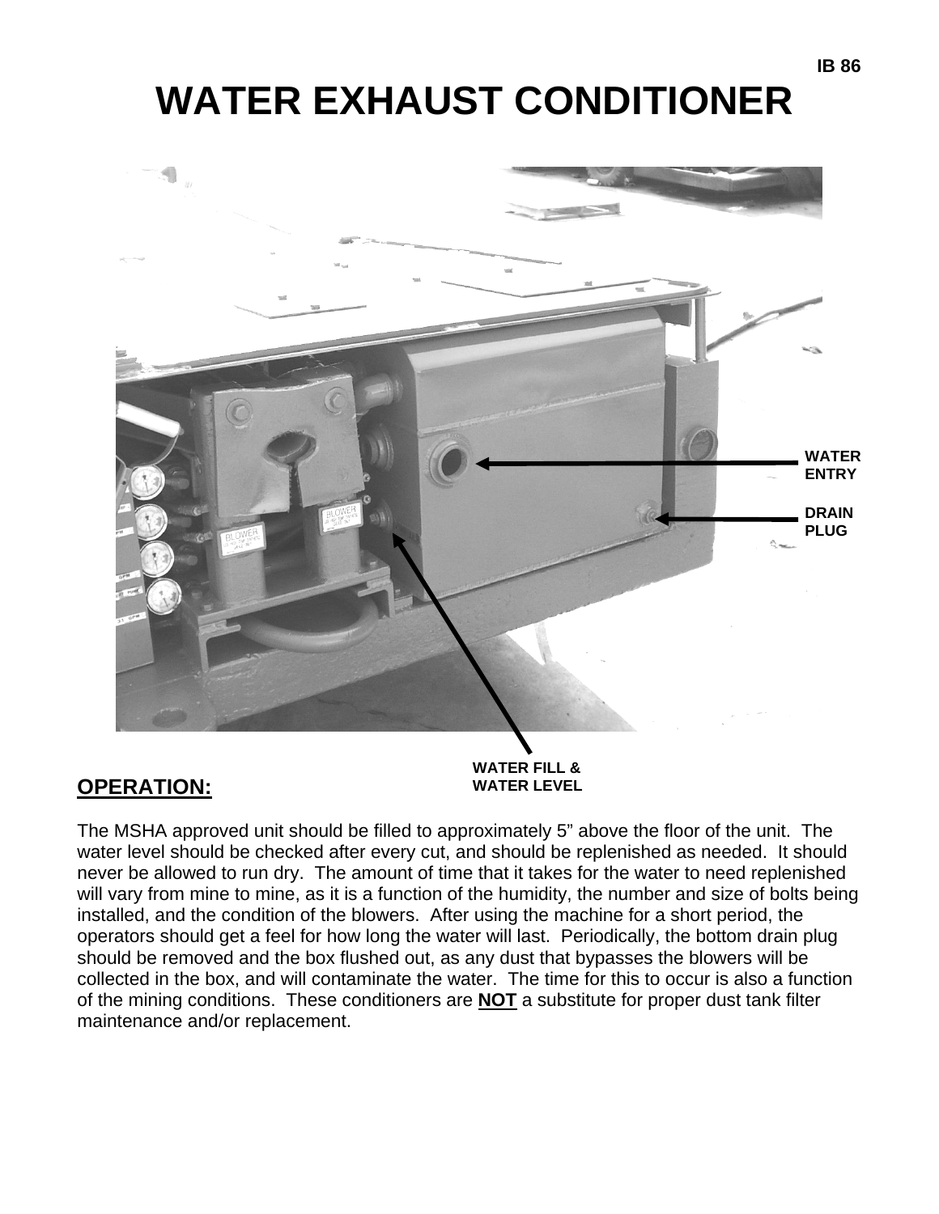# WATER EXHAUST CONDITIONER

WATER ENTRY

DRAIN PLUG

WATER FILL & WATER LEVEL

## OPERATION:

The MSHA approved unit should be filled to approximately 5" above the floor of the unit. The water level should be checked after every cut, and should be replenished as needed. It should never be allowed to run dry. The amount of time that it takes for the water to need replenished will vary from mine to mine, as it is a function of the humidity, the number and size of bolts being installed, and the condition of the blowers. After using the machine for a short period, the operators should get a feel for how long the water will last. Periodically, the bottom drain plug should be removed and the box flushed out, as any dust that bypasses the blowers will be collected in the box, and will contaminate the water. The time for this to occur is also a function of the mining conditions. These conditioners are **NOT** a substitute for proper dust tank filter maintenance and/or replacement.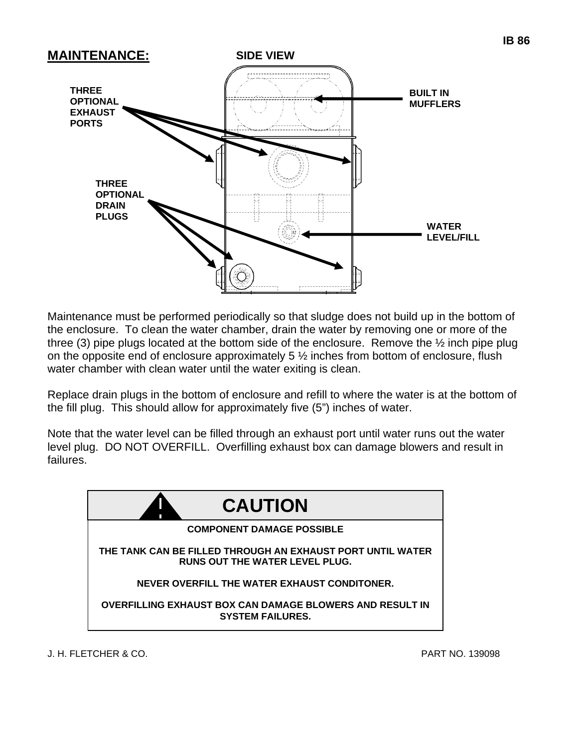## MAINTENANCE:

SIDE VIEW

THREE OPTIONAL EXHAUST PORTS

BUILT IN MUFFLERS

THREE OPTIONAL DRAIN PLUGS

WATER LEVEL/FILL

Maintenance must be performed periodically so that sludge does not build up in the bottom of the enclosure. To clean the water chamber, drain the water by removing one or more of the three (3) pipe plugs located at the bottom side of the enclosure. Remove the ½ inch pipe plug on the opposite end of enclosure approximately 5 ½ inches from bottom of enclosure, flush water chamber with clean water until the water exiting is clean.

Replace drain plugs in the bottom of enclosure and refill to where the water is at the bottom of the fill plug. This should allow for approximately five (5") inches of water.

Note that the water level can be filled through an exhaust port until water runs out the water level plug. DO NOT OVERFILL. Overfilling exhaust box can damage blowers and result in failures.

| CAUTION |
|---|
| **COMPONENT DAMAGE POSSIBLE**<br><br>**THE TANK CAN BE FILLED THROUGH AN EXHAUST PORT UNTIL WATER RUNS OUT THE WATER LEVEL PLUG.**<br><br>**NEVER OVERFILL THE WATER EXHAUST CONDITONER.**<br><br>**OVERFILLING EXHAUST BOX CAN DAMAGE BLOWERS AND RESULT IN SYSTEM FAILURES.** |